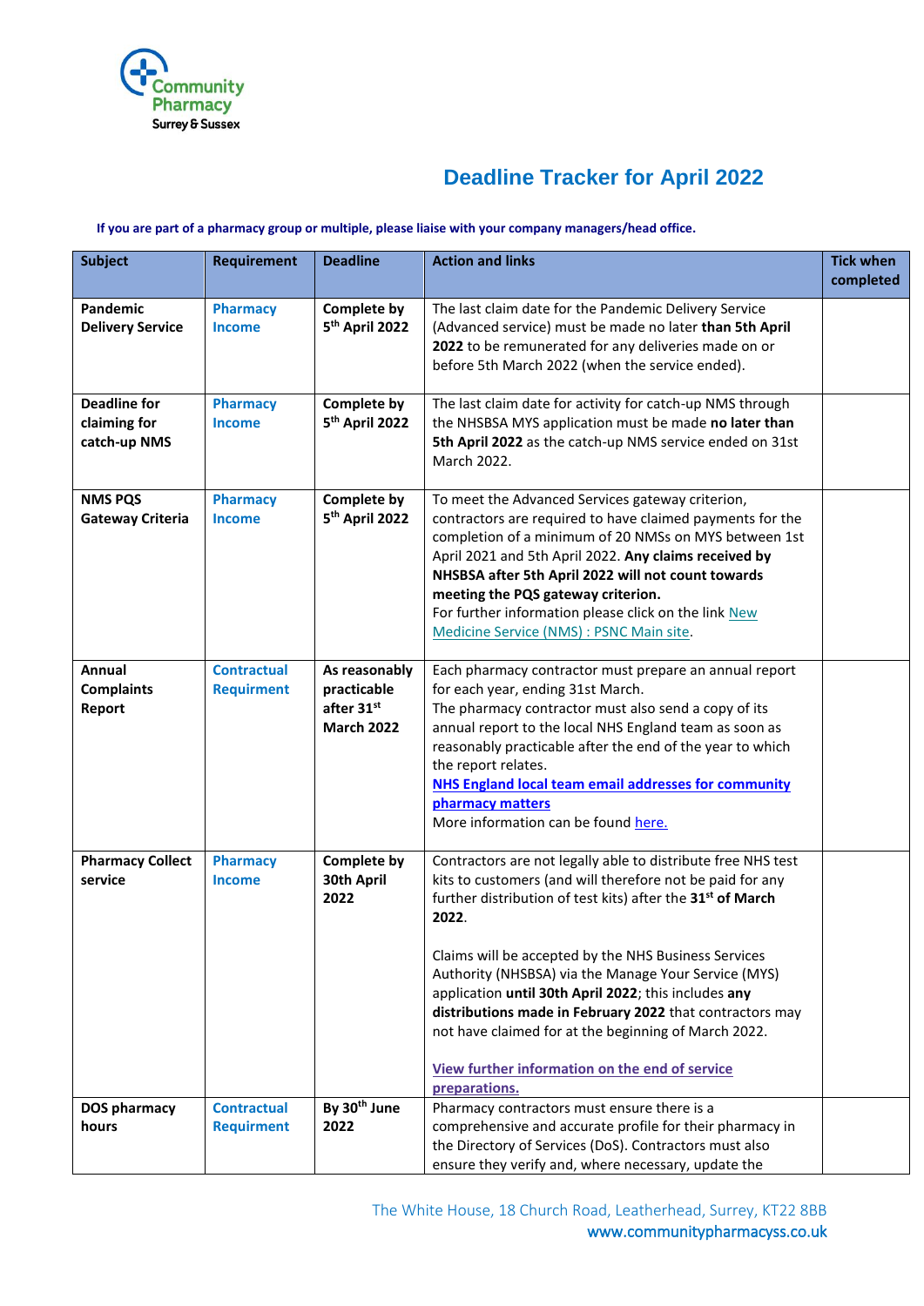# Deadline Tracker for April 2022

**If you are part of a pharmacy group or multiple, please liaise with your company managers/head office.**

| Subject | Requirement | Deadline | Action and links | Tick when completed |
|---|---|---|---|---|
| **Pandemic Delivery Service** | **Pharmacy Income** | **Complete by 5th April 2022** | The last claim date for the Pandemic Delivery Service (Advanced service) must be made no later **than 5th April 2022** to be remunerated for any deliveries made on or before 5th March 2022 (when the service ended). | |
| **Deadline for claiming for catch-up NMS** | **Pharmacy Income** | **Complete by 5th April 2022** | The last claim date for activity for catch-up NMS through the NHSBSA MYS application must be made **no later than 5th April 2022** as the catch-up NMS service ended on 31st March 2022. | |
| **NMS PQS Gateway Criteria** | **Pharmacy Income** | **Complete by 5th April 2022** | To meet the Advanced Services gateway criterion, contractors are required to have claimed payments for the completion of a minimum of 20 NMSs on MYS between 1st April 2021 and 5th April 2022. **Any claims received by NHSBSA after 5th April 2022 will not count towards meeting the PQS gateway criterion.** For further information please click on the link New Medicine Service (NMS) : PSNC Main site. | |
| **Annual Complaints Report** | **Contractual Requirment** | **As reasonably practicable after 31st March 2022** | Each pharmacy contractor must prepare an annual report for each year, ending 31st March. The pharmacy contractor must also send a copy of its annual report to the local NHS England team as soon as reasonably practicable after the end of the year to which the report relates. **NHS England local team email addresses for community pharmacy matters** More information can be found here. | |
| **Pharmacy Collect service** | **Pharmacy Income** | **Complete by 30th April 2022** | Contractors are not legally able to distribute free NHS test kits to customers (and will therefore not be paid for any further distribution of test kits) after the **31st of March 2022**.<br><br>Claims will be accepted by the NHS Business Services Authority (NHSBSA) via the Manage Your Service (MYS) application **until 30th April 2022**; this includes **any distributions made in February 2022** that contractors may not have claimed for at the beginning of March 2022.<br><br>**View further information on the end of service preparations.** | |
| **DOS pharmacy hours** | **Contractual Requirment** | **By 30th June 2022** | Pharmacy contractors must ensure there is a comprehensive and accurate profile for their pharmacy in the Directory of Services (DoS). Contractors must also ensure they verify and, where necessary, update the | |

The White House, 18 Church Road, Leatherhead, Surrey, KT22 8BB
www.communitypharmacyss.co.uk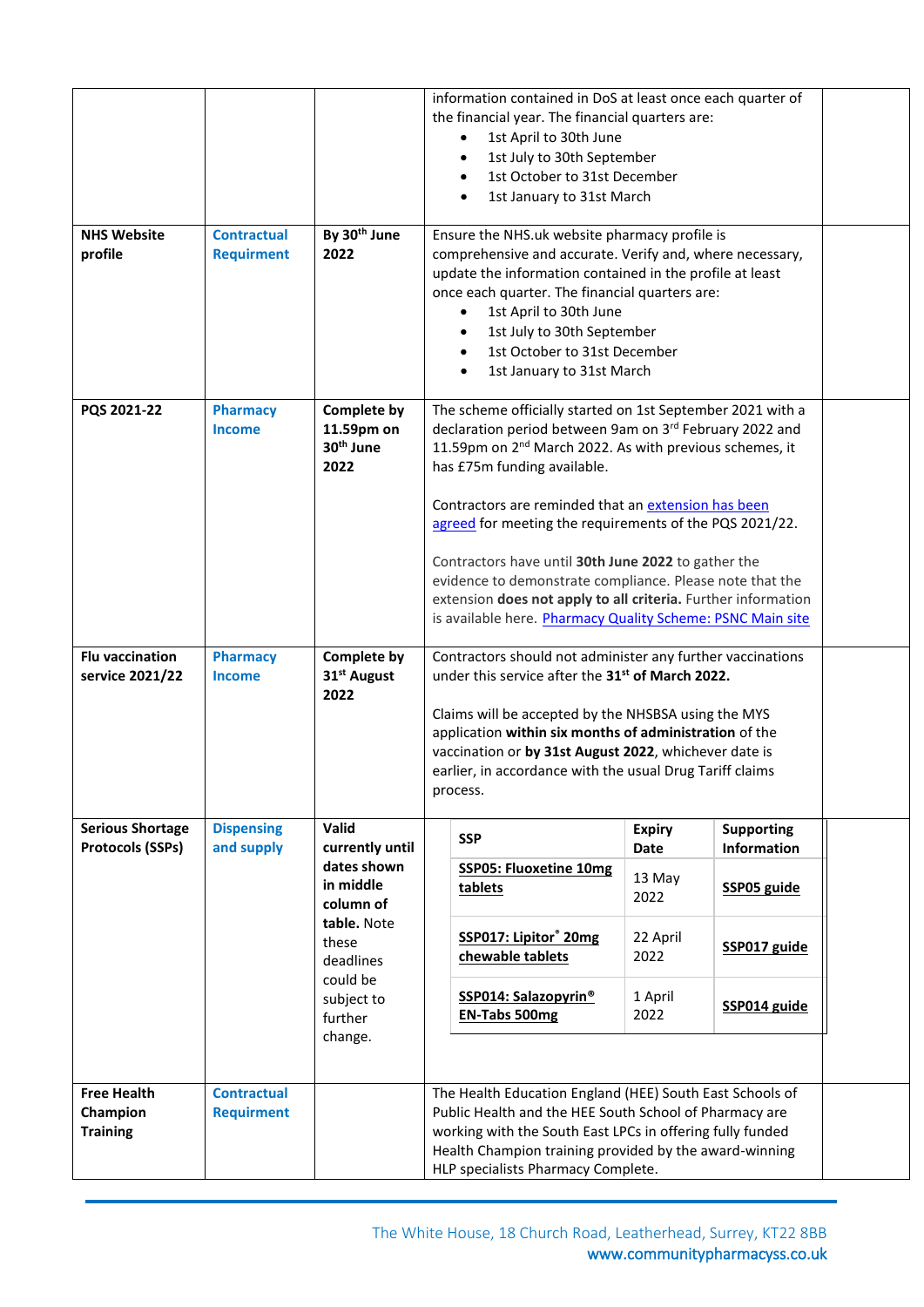| | | | | |
|---|---|---|---|---|
| | | | information contained in DoS at least once each quarter of the financial year. The financial quarters are:<br>• 1st April to 30th June<br>• 1st July to 30th September<br>• 1st October to 31st December<br>• 1st January to 31st March | |
| **NHS Website profile** | **Contractual Requirment** | **By 30th June 2022** | Ensure the NHS.uk website pharmacy profile is comprehensive and accurate. Verify and, where necessary, update the information contained in the profile at least once each quarter. The financial quarters are:<br>• 1st April to 30th June<br>• 1st July to 30th September<br>• 1st October to 31st December<br>• 1st January to 31st March | |
| **PQS 2021-22** | **Pharmacy Income** | **Complete by 11.59pm on 30th June 2022** | The scheme officially started on 1st September 2021 with a declaration period between 9am on 3rd February 2022 and 11.59pm on 2nd March 2022. As with previous schemes, it has £75m funding available.<br><br>Contractors are reminded that an extension has been agreed for meeting the requirements of the PQS 2021/22.<br><br>Contractors have until **30th June 2022** to gather the evidence to demonstrate compliance. Please note that the extension **does not apply to all criteria.** Further information is available here. Pharmacy Quality Scheme: PSNC Main site | |
| **Flu vaccination service 2021/22** | **Pharmacy Income** | **Complete by 31st August 2022** | Contractors should not administer any further vaccinations under this service after the **31st of March 2022.**<br><br>Claims will be accepted by the NHSBSA using the MYS application **within six months of administration** of the vaccination or **by 31st August 2022**, whichever date is earlier, in accordance with the usual Drug Tariff claims process. | |
| **Serious Shortage Protocols (SSPs)** | **Dispensing and supply** | **Valid currently until dates shown in middle column of table.** Note these deadlines could be subject to further change. | **SSP** / **Expiry Date** / **Supporting Information**<br>**SSP05: Fluoxetine 10mg tablets** / 13 May 2022 / **SSP05 guide**<br>**SSP017: Lipitor® 20mg chewable tablets** / 22 April 2022 / **SSP017 guide**<br>**SSP014: Salazopyrin® EN-Tabs 500mg** / 1 April 2022 / **SSP014 guide** | |
| **Free Health Champion Training** | **Contractual Requirment** | | The Health Education England (HEE) South East Schools of Public Health and the HEE South School of Pharmacy are working with the South East LPCs in offering fully funded Health Champion training provided by the award-winning HLP specialists Pharmacy Complete. | |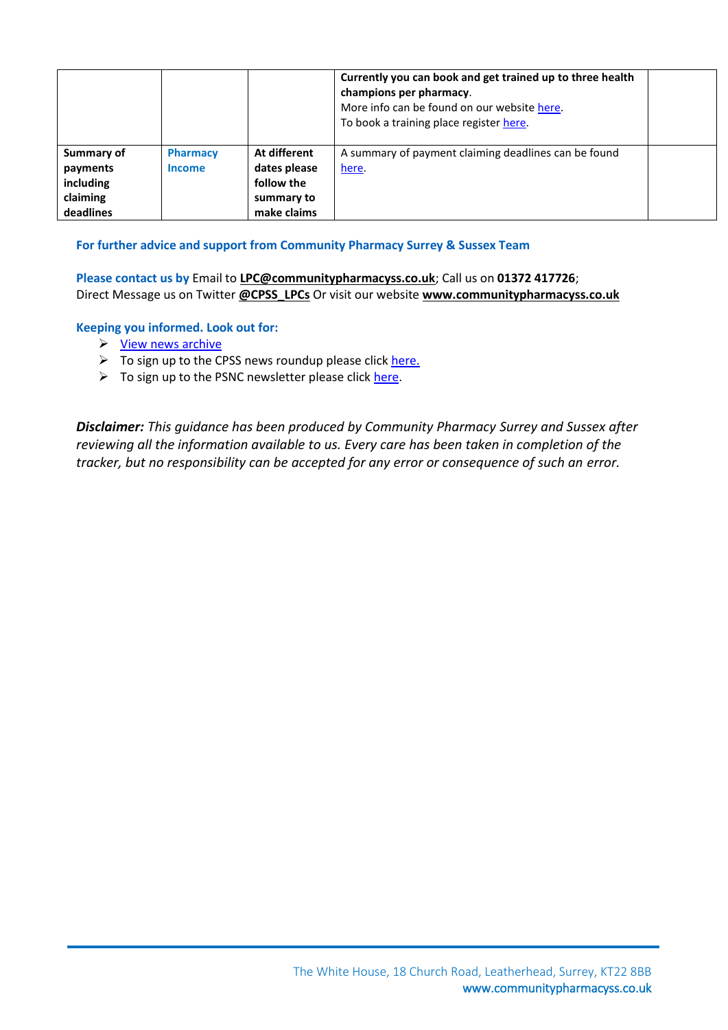| | | | | |
|---|---|---|---|---|
| | | | **Currently you can book and get trained up to three health champions per pharmacy**.<br>More info can be found on our website here.<br>To book a training place register here. | |
| **Summary of payments including claiming deadlines** | **Pharmacy Income** | **At different dates please follow the summary to make claims** | A summary of payment claiming deadlines can be found here. | |

**For further advice and support from Community Pharmacy Surrey & Sussex Team**

**Please contact us by** Email to **LPC@communitypharmacyss.co.uk**; Call us on **01372 417726**; Direct Message us on Twitter **@CPSS_LPCs** Or visit our website **www.communitypharmacyss.co.uk**

**Keeping you informed. Look out for:**

- View news archive
- To sign up to the CPSS news roundup please click here.
- To sign up to the PSNC newsletter please click here.

***Disclaimer:*** *This guidance has been produced by Community Pharmacy Surrey and Sussex after reviewing all the information available to us. Every care has been taken in completion of the tracker, but no responsibility can be accepted for any error or consequence of such an error.*